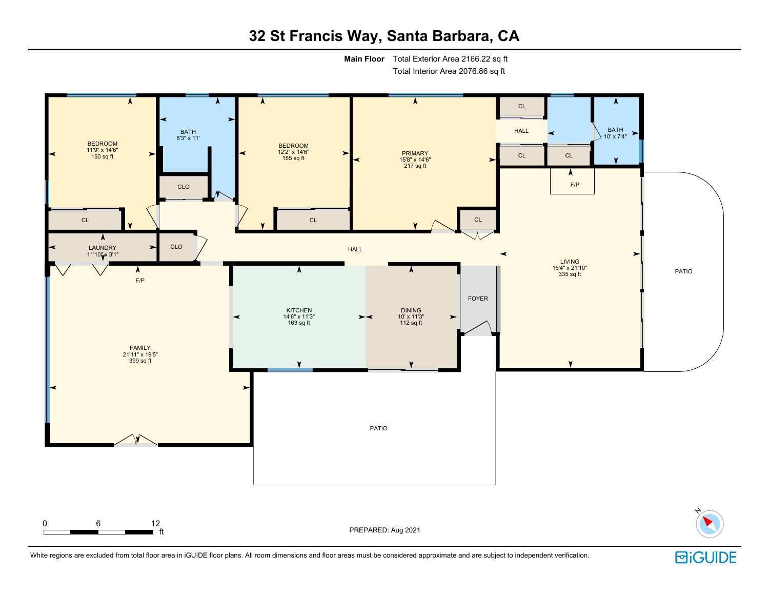# 32 St Francis Way, Santa Barbara, CA

**Main Floor** Total Exterior Area 2166.22 sq ft
Total Interior Area 2076.86 sq ft

BEDROOM
11'9" x 14'6"
150 sq ft

BATH
8'3" x 11'

BEDROOM
12'2" x 14'6"
155 sq ft

PRIMARY
15'8" x 14'6"
217 sq ft

CL

HALL

CL

CL

BATH
10' x 7'4"

F/P

CLO

CL

CL

CL

LAUNDRY
11'10" x 3'1"

CLO

HALL

LIVING
15'4" x 21'10"
335 sq ft

PATIO

F/P

KITCHEN
14'6" x 11'3"
163 sq ft

DINING
10' x 11'3"
112 sq ft

FOYER

FAMILY
21'11" x 19'5"
399 sq ft

PATIO

0 6 12 ft

PREPARED: Aug 2021

N

White regions are excluded from total floor area in iGUIDE floor plans. All room dimensions and floor areas must be considered approximate and are subject to independent verification.

iGUIDE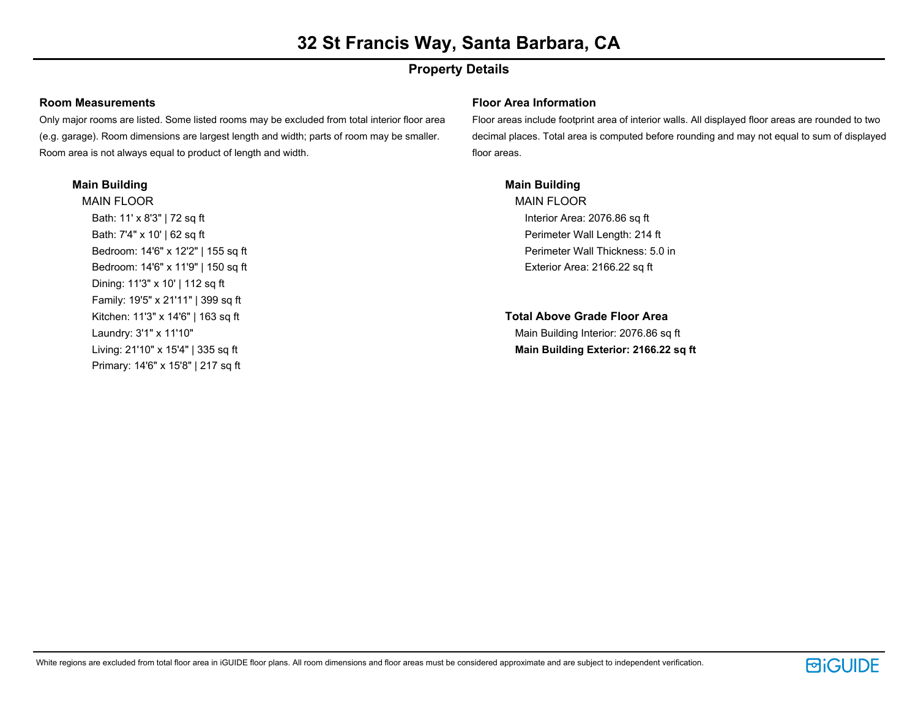# 32 St Francis Way, Santa Barbara, CA

## Property Details

### Room Measurements

Only major rooms are listed. Some listed rooms may be excluded from total interior floor area (e.g. garage). Room dimensions are largest length and width; parts of room may be smaller. Room area is not always equal to product of length and width.

**Main Building**

MAIN FLOOR

- Bath: 11' x 8'3" | 72 sq ft
- Bath: 7'4" x 10' | 62 sq ft
- Bedroom: 14'6" x 12'2" | 155 sq ft
- Bedroom: 14'6" x 11'9" | 150 sq ft
- Dining: 11'3" x 10' | 112 sq ft
- Family: 19'5" x 21'11" | 399 sq ft
- Kitchen: 11'3" x 14'6" | 163 sq ft
- Laundry: 3'1" x 11'10"
- Living: 21'10" x 15'4" | 335 sq ft
- Primary: 14'6" x 15'8" | 217 sq ft

### Floor Area Information

Floor areas include footprint area of interior walls. All displayed floor areas are rounded to two decimal places. Total area is computed before rounding and may not equal to sum of displayed floor areas.

**Main Building**

MAIN FLOOR

- Interior Area: 2076.86 sq ft
- Perimeter Wall Length: 214 ft
- Perimeter Wall Thickness: 5.0 in
- Exterior Area: 2166.22 sq ft

**Total Above Grade Floor Area**

Main Building Interior: 2076.86 sq ft

**Main Building Exterior: 2166.22 sq ft**

White regions are excluded from total floor area in iGUIDE floor plans. All room dimensions and floor areas must be considered approximate and are subject to independent verification.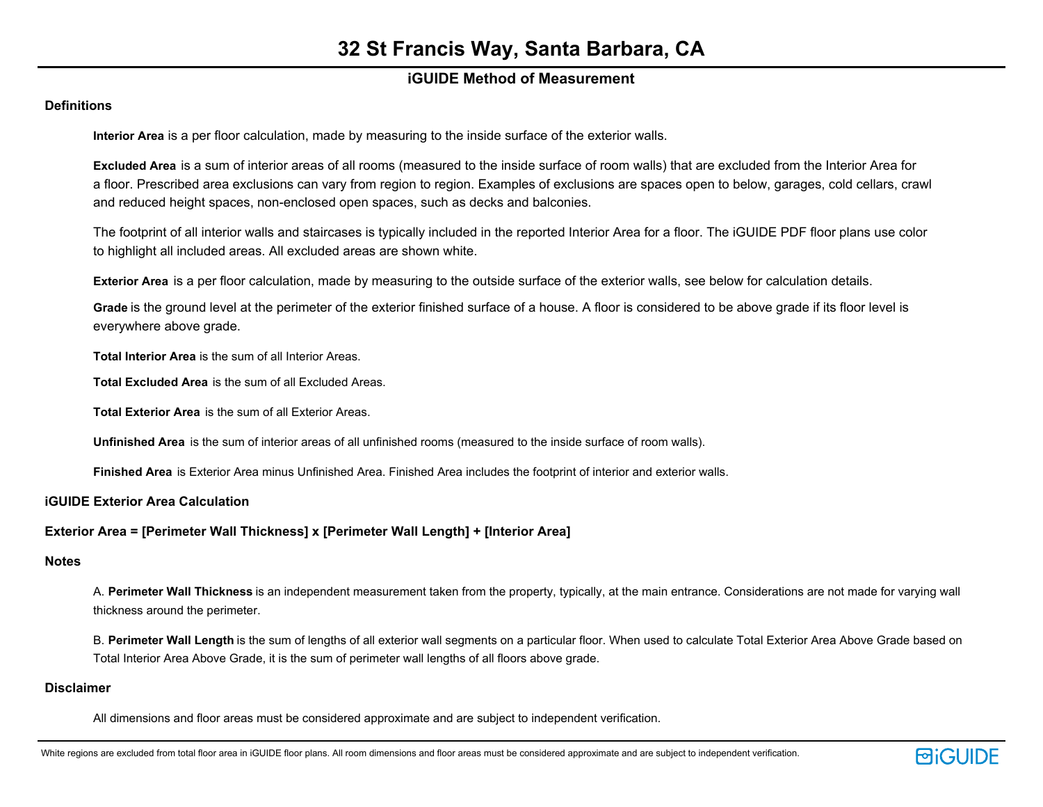# 32 St Francis Way, Santa Barbara, CA

## iGUIDE Method of Measurement

### Definitions

**Interior Area** is a per floor calculation, made by measuring to the inside surface of the exterior walls.

**Excluded Area** is a sum of interior areas of all rooms (measured to the inside surface of room walls) that are excluded from the Interior Area for a floor. Prescribed area exclusions can vary from region to region. Examples of exclusions are spaces open to below, garages, cold cellars, crawl and reduced height spaces, non-enclosed open spaces, such as decks and balconies.

The footprint of all interior walls and staircases is typically included in the reported Interior Area for a floor. The iGUIDE PDF floor plans use color to highlight all included areas. All excluded areas are shown white.

**Exterior Area** is a per floor calculation, made by measuring to the outside surface of the exterior walls, see below for calculation details.

**Grade** is the ground level at the perimeter of the exterior finished surface of a house. A floor is considered to be above grade if its floor level is everywhere above grade.

**Total Interior Area** is the sum of all Interior Areas.

**Total Excluded Area** is the sum of all Excluded Areas.

**Total Exterior Area** is the sum of all Exterior Areas.

**Unfinished Area** is the sum of interior areas of all unfinished rooms (measured to the inside surface of room walls).

**Finished Area** is Exterior Area minus Unfinished Area. Finished Area includes the footprint of interior and exterior walls.

### iGUIDE Exterior Area Calculation

**Exterior Area = [Perimeter Wall Thickness] x [Perimeter Wall Length] + [Interior Area]**

### Notes

A. **Perimeter Wall Thickness** is an independent measurement taken from the property, typically, at the main entrance. Considerations are not made for varying wall thickness around the perimeter.

B. **Perimeter Wall Length** is the sum of lengths of all exterior wall segments on a particular floor. When used to calculate Total Exterior Area Above Grade based on Total Interior Area Above Grade, it is the sum of perimeter wall lengths of all floors above grade.

### Disclaimer

All dimensions and floor areas must be considered approximate and are subject to independent verification.